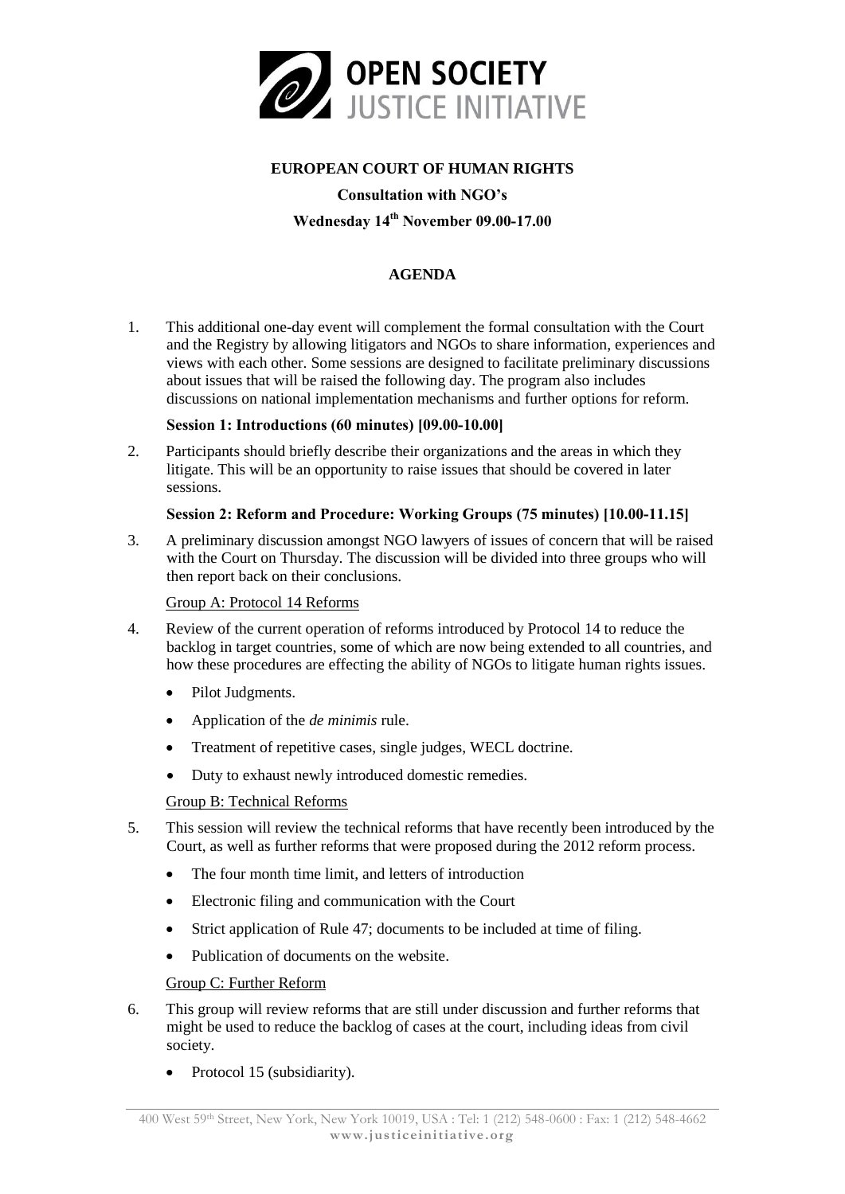OPEN SOCIETY JUSTICE INITIATIVE

**EUROPEAN COURT OF HUMAN RIGHTS**

**Consultation with NGO's**

**Wednesday 14th November 09.00-17.00**

**AGENDA**

1. This additional one-day event will complement the formal consultation with the Court and the Registry by allowing litigators and NGOs to share information, experiences and views with each other. Some sessions are designed to facilitate preliminary discussions about issues that will be raised the following day. The program also includes discussions on national implementation mechanisms and further options for reform.

**Session 1: Introductions (60 minutes) [09.00-10.00]**

2. Participants should briefly describe their organizations and the areas in which they litigate. This will be an opportunity to raise issues that should be covered in later sessions.

**Session 2: Reform and Procedure: Working Groups (75 minutes) [10.00-11.15]**

3. A preliminary discussion amongst NGO lawyers of issues of concern that will be raised with the Court on Thursday. The discussion will be divided into three groups who will then report back on their conclusions.

Group A: Protocol 14 Reforms

4. Review of the current operation of reforms introduced by Protocol 14 to reduce the backlog in target countries, some of which are now being extended to all countries, and how these procedures are effecting the ability of NGOs to litigate human rights issues.

   - Pilot Judgments.
   - Application of the *de minimis* rule.
   - Treatment of repetitive cases, single judges, WECL doctrine.
   - Duty to exhaust newly introduced domestic remedies.

Group B: Technical Reforms

5. This session will review the technical reforms that have recently been introduced by the Court, as well as further reforms that were proposed during the 2012 reform process.

   - The four month time limit, and letters of introduction
   - Electronic filing and communication with the Court
   - Strict application of Rule 47; documents to be included at time of filing.
   - Publication of documents on the website.

Group C: Further Reform

6. This group will review reforms that are still under discussion and further reforms that might be used to reduce the backlog of cases at the court, including ideas from civil society.

   - Protocol 15 (subsidiarity).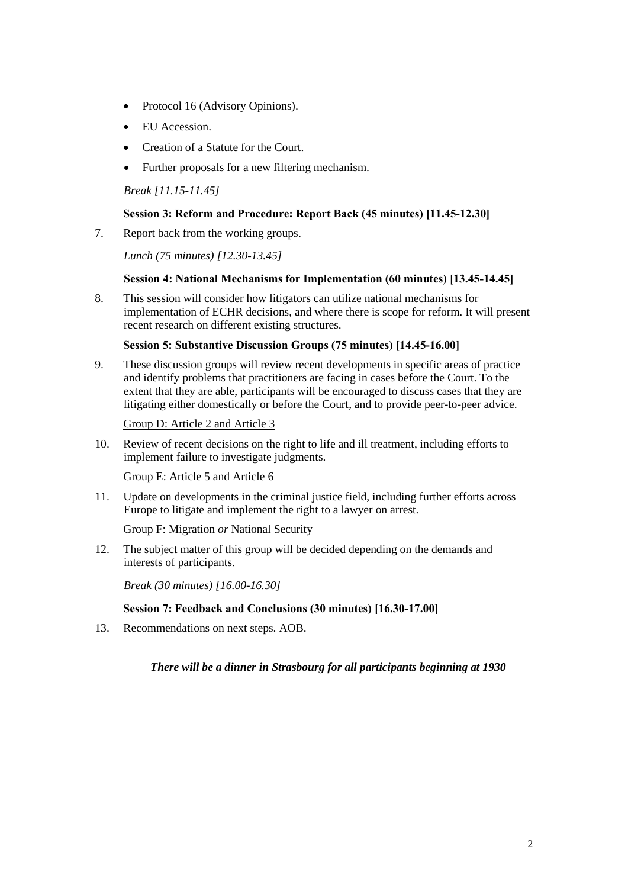- Protocol 16 (Advisory Opinions).
- EU Accession.
- Creation of a Statute for the Court.
- Further proposals for a new filtering mechanism.

*Break [11.15-11.45]*

**Session 3: Reform and Procedure: Report Back (45 minutes) [11.45-12.30]**

7. Report back from the working groups.

*Lunch (75 minutes) [12.30-13.45]*

**Session 4: National Mechanisms for Implementation (60 minutes) [13.45-14.45]**

8. This session will consider how litigators can utilize national mechanisms for implementation of ECHR decisions, and where there is scope for reform. It will present recent research on different existing structures.

**Session 5: Substantive Discussion Groups (75 minutes) [14.45-16.00]**

9. These discussion groups will review recent developments in specific areas of practice and identify problems that practitioners are facing in cases before the Court. To the extent that they are able, participants will be encouraged to discuss cases that they are litigating either domestically or before the Court, and to provide peer-to-peer advice.

<u>Group D: Article 2 and Article 3</u>

10. Review of recent decisions on the right to life and ill treatment, including efforts to implement failure to investigate judgments.

<u>Group E: Article 5 and Article 6</u>

11. Update on developments in the criminal justice field, including further efforts across Europe to litigate and implement the right to a lawyer on arrest.

<u>Group F: Migration *or* National Security</u>

12. The subject matter of this group will be decided depending on the demands and interests of participants.

*Break (30 minutes) [16.00-16.30]*

**Session 7: Feedback and Conclusions (30 minutes) [16.30-17.00]**

13. Recommendations on next steps. AOB.

***There will be a dinner in Strasbourg for all participants beginning at 1930***